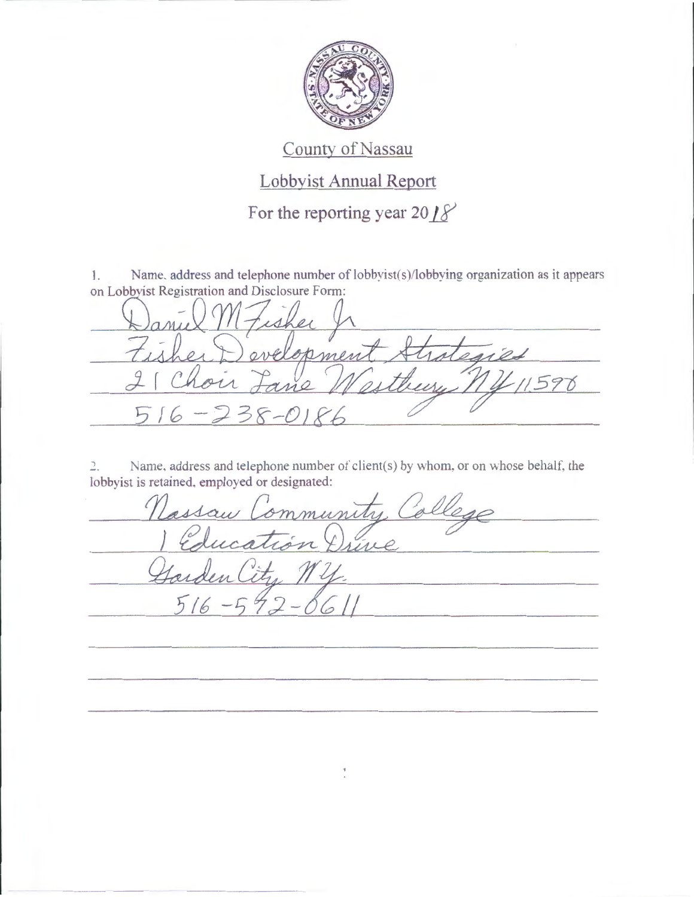# County of Nassau

## Lobbyist Annual Report

### For the reporting year 2018

1. Name, address and telephone number of lobbyist(s)/lobbying organization as it appears on Lobbyist Registration and Disclosure Form:

Daniel M Fisher Jr
Fisher Development Strategies
21 Choir Lane Westbury NY 11590
516-238-0186

2. Name, address and telephone number of client(s) by whom, or on whose behalf, the lobbyist is retained, employed or designated:

Nassau Community College
1 Education Drive
Garden City NY.
516-572-0611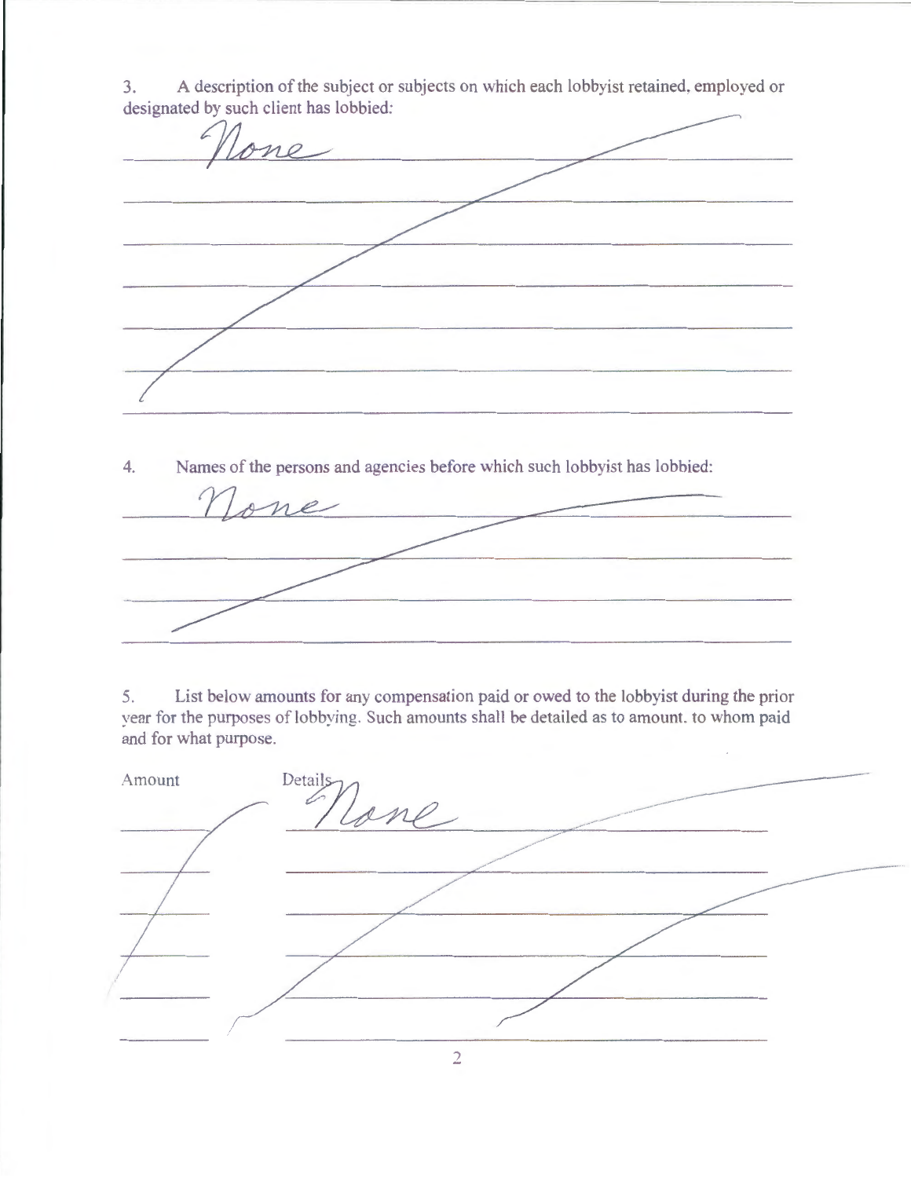3. A description of the subject or subjects on which each lobbyist retained, employed or designated by such client has lobbied:

None

4. Names of the persons and agencies before which such lobbyist has lobbied:

None

5. List below amounts for any compensation paid or owed to the lobbyist during the prior year for the purposes of lobbying. Such amounts shall be detailed as to amount, to whom paid and for what purpose.

| Amount | Details |
| --- | --- |
| | None |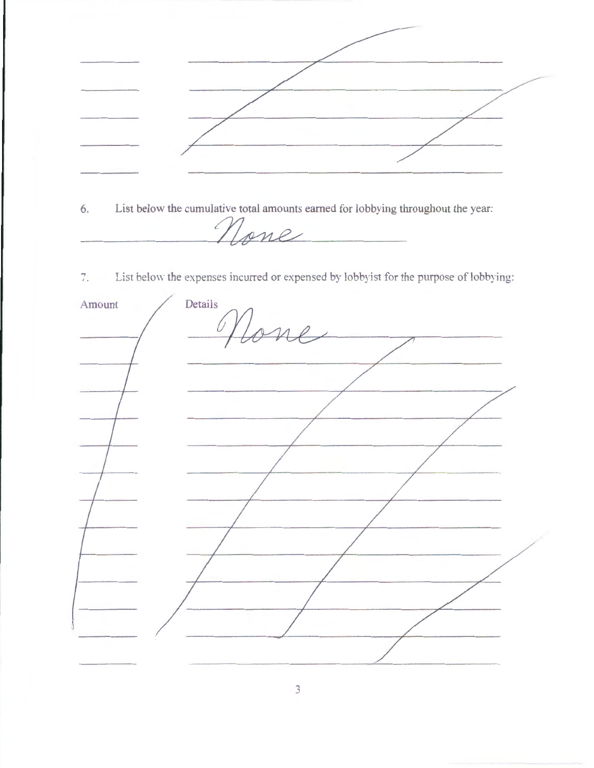6. List below the cumulative total amounts earned for lobbying throughout the year:

None

7. List below the expenses incurred or expensed by lobbyist for the purpose of lobbying:

| Amount | Details |
| --- | --- |
| | None |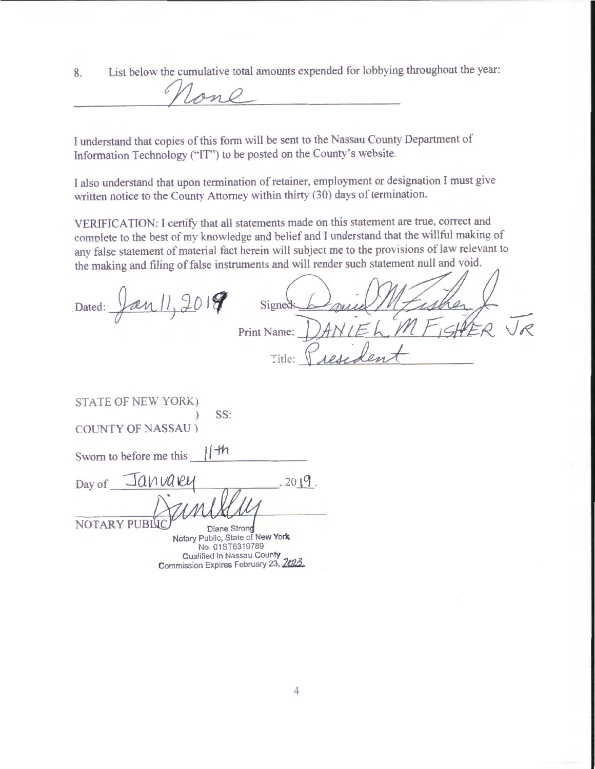8. List below the cumulative total amounts expended for lobbying throughout the year:

None

I understand that copies of this form will be sent to the Nassau County Department of Information Technology ("IT") to be posted on the County's website.

I also understand that upon termination of retainer, employment or designation I must give written notice to the County Attorney within thirty (30) days of termination.

VERIFICATION: I certify that all statements made on this statement are true, correct and complete to the best of my knowledge and belief and I understand that the willful making of any false statement of material fact herein will subject me to the provisions of law relevant to the making and filing of false instruments and will render such statement null and void.

Dated: Jan 11, 2019

Signed: Daniel M Fisher Jr

Print Name: DANIEL M FISHER JR

Title: President

STATE OF NEW YORK)
) SS:
COUNTY OF NASSAU )

Sworn to before me this 11th

Day of January, 2019.

NOTARY PUBLIC

Diane Strong
Notary Public, State of New York
No. 01ST6319789
Qualified in Nassau County
Commission Expires February 23, 2023